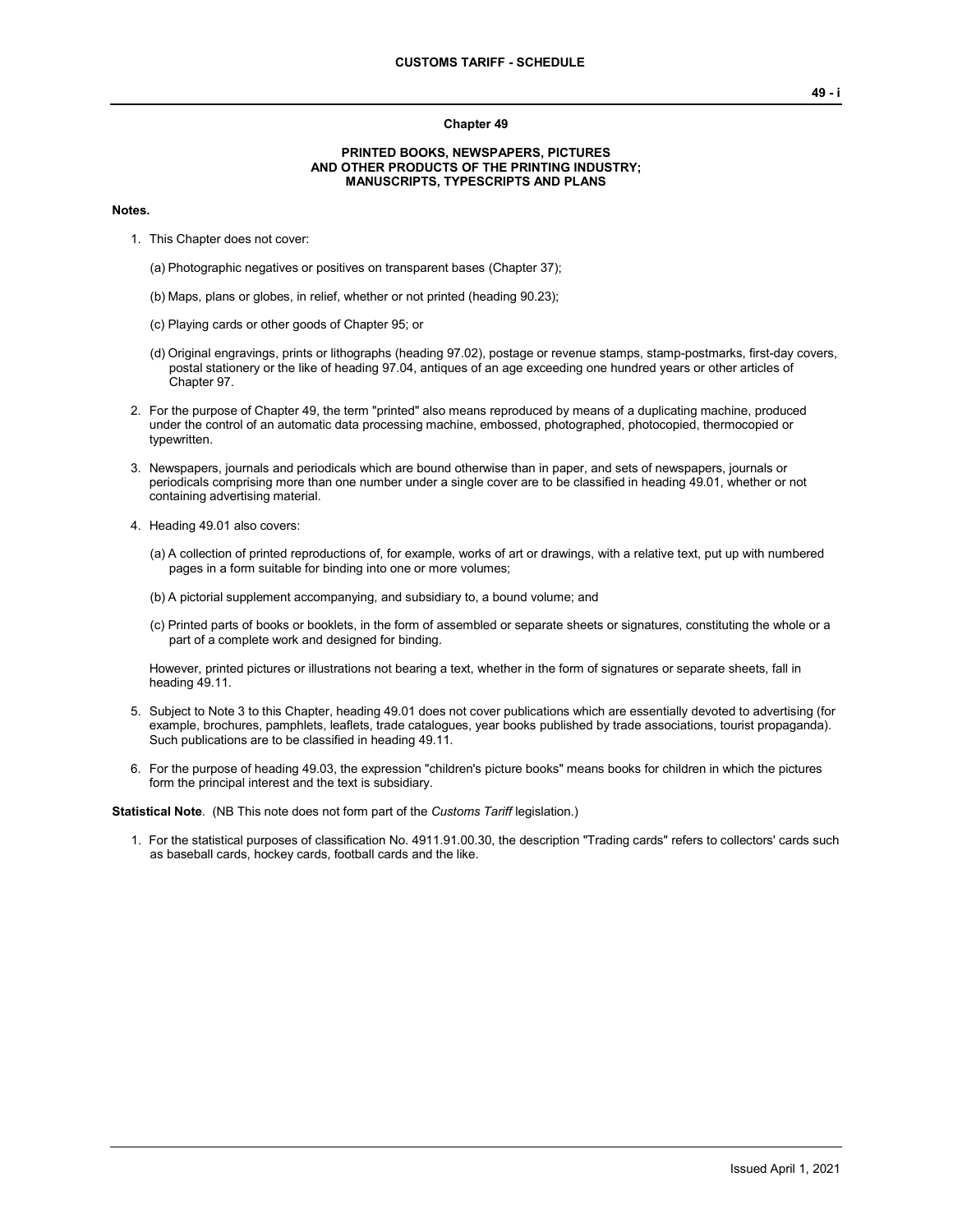# Chapter 49

## PRINTED BOOKS, NEWSPAPERS, PICTURES AND OTHER PRODUCTS OF THE PRINTING INDUSTRY; MANUSCRIPTS, TYPESCRIPTS AND PLANS

**Notes.**

1. This Chapter does not cover:

   (a) Photographic negatives or positives on transparent bases (Chapter 37);

   (b) Maps, plans or globes, in relief, whether or not printed (heading 90.23);

   (c) Playing cards or other goods of Chapter 95; or

   (d) Original engravings, prints or lithographs (heading 97.02), postage or revenue stamps, stamp-postmarks, first-day covers, postal stationery or the like of heading 97.04, antiques of an age exceeding one hundred years or other articles of Chapter 97.

2. For the purpose of Chapter 49, the term "printed" also means reproduced by means of a duplicating machine, produced under the control of an automatic data processing machine, embossed, photographed, photocopied, thermocopied or typewritten.

3. Newspapers, journals and periodicals which are bound otherwise than in paper, and sets of newspapers, journals or periodicals comprising more than one number under a single cover are to be classified in heading 49.01, whether or not containing advertising material.

4. Heading 49.01 also covers:

   (a) A collection of printed reproductions of, for example, works of art or drawings, with a relative text, put up with numbered pages in a form suitable for binding into one or more volumes;

   (b) A pictorial supplement accompanying, and subsidiary to, a bound volume; and

   (c) Printed parts of books or booklets, in the form of assembled or separate sheets or signatures, constituting the whole or a part of a complete work and designed for binding.

   However, printed pictures or illustrations not bearing a text, whether in the form of signatures or separate sheets, fall in heading 49.11.

5. Subject to Note 3 to this Chapter, heading 49.01 does not cover publications which are essentially devoted to advertising (for example, brochures, pamphlets, leaflets, trade catalogues, year books published by trade associations, tourist propaganda). Such publications are to be classified in heading 49.11.

6. For the purpose of heading 49.03, the expression "children's picture books" means books for children in which the pictures form the principal interest and the text is subsidiary.

**Statistical Note**. (NB This note does not form part of the *Customs Tariff* legislation.)

1. For the statistical purposes of classification No. 4911.91.00.30, the description "Trading cards" refers to collectors' cards such as baseball cards, hockey cards, football cards and the like.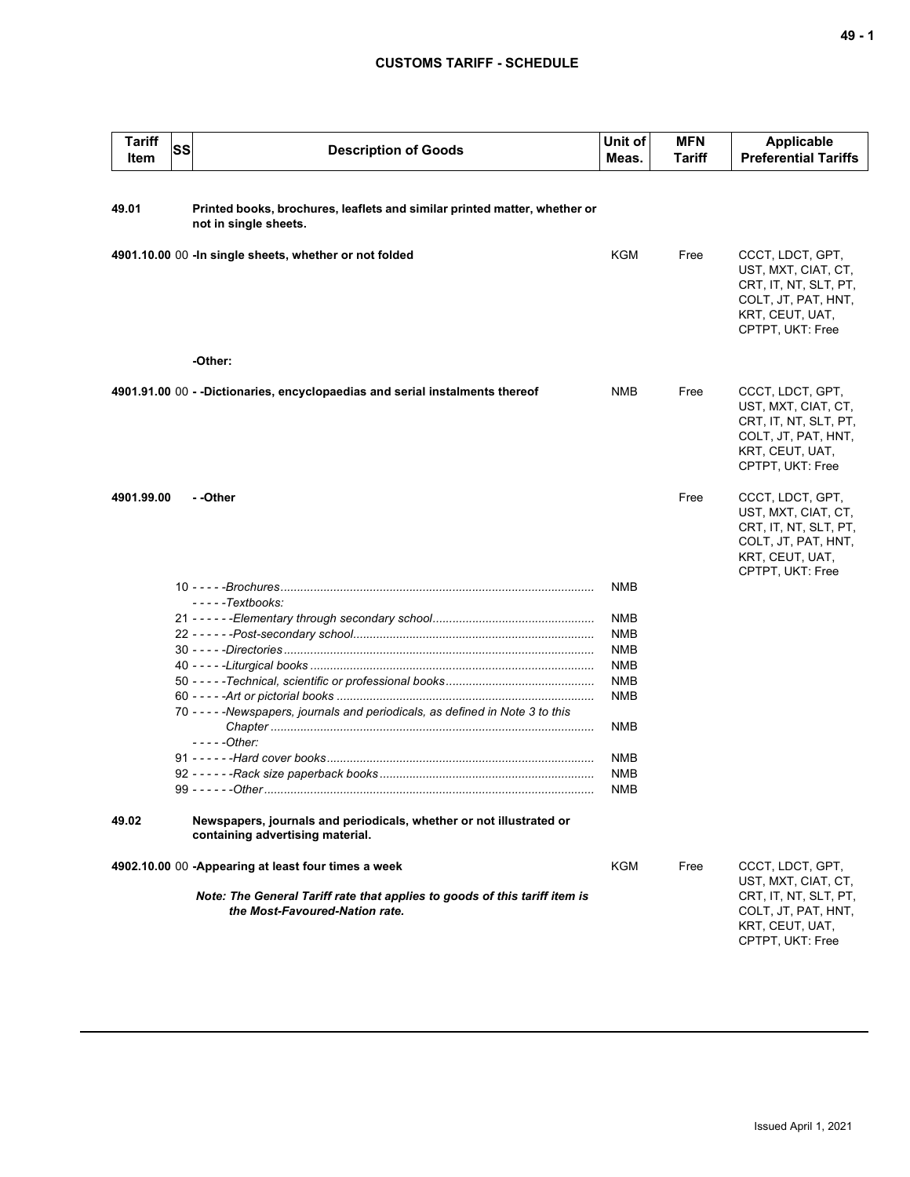| Tariff Item | SS | Description of Goods | Unit of Meas. | MFN Tariff | Applicable Preferential Tariffs |
|---|---|---|---|---|---|
| 49.01 | | **Printed books, brochures, leaflets and similar printed matter, whether or not in single sheets.** | | | |
| 4901.10.00 | 00 | **-In single sheets, whether or not folded** | KGM | Free | CCCT, LDCT, GPT, UST, MXT, CIAT, CT, CRT, IT, NT, SLT, PT, COLT, JT, PAT, HNT, KRT, CEUT, UAT, CPTPT, UKT: Free |
| | | **-Other:** | | | |
| 4901.91.00 | 00 | **- -Dictionaries, encyclopaedias and serial instalments thereof** | NMB | Free | CCCT, LDCT, GPT, UST, MXT, CIAT, CT, CRT, IT, NT, SLT, PT, COLT, JT, PAT, HNT, KRT, CEUT, UAT, CPTPT, UKT: Free |
| 4901.99.00 | | **- -Other** | | Free | CCCT, LDCT, GPT, UST, MXT, CIAT, CT, CRT, IT, NT, SLT, PT, COLT, JT, PAT, HNT, KRT, CEUT, UAT, CPTPT, UKT: Free |
| | 10 | - - - - -*Brochures* | NMB | | |
| | | - - - - -*Textbooks:* | | | |
| | 21 | - - - - - -*Elementary through secondary school* | NMB | | |
| | 22 | - - - - - -*Post-secondary school* | NMB | | |
| | 30 | - - - - -*Directories* | NMB | | |
| | 40 | - - - - -*Liturgical books* | NMB | | |
| | 50 | - - - - -*Technical, scientific or professional books* | NMB | | |
| | 60 | - - - - -*Art or pictorial books* | NMB | | |
| | 70 | - - - - -*Newspapers, journals and periodicals, as defined in Note 3 to this Chapter* | NMB | | |
| | | - - - - -*Other:* | | | |
| | 91 | - - - - - -*Hard cover books* | NMB | | |
| | 92 | - - - - - -*Rack size paperback books* | NMB | | |
| | 99 | - - - - - -*Other* | NMB | | |
| 49.02 | | **Newspapers, journals and periodicals, whether or not illustrated or containing advertising material.** | | | |
| 4902.10.00 | 00 | **-Appearing at least four times a week**<br><br>***Note: The General Tariff rate that applies to goods of this tariff item is the Most-Favoured-Nation rate.*** | KGM | Free | CCCT, LDCT, GPT, UST, MXT, CIAT, CT, CRT, IT, NT, SLT, PT, COLT, JT, PAT, HNT, KRT, CEUT, UAT, CPTPT, UKT: Free |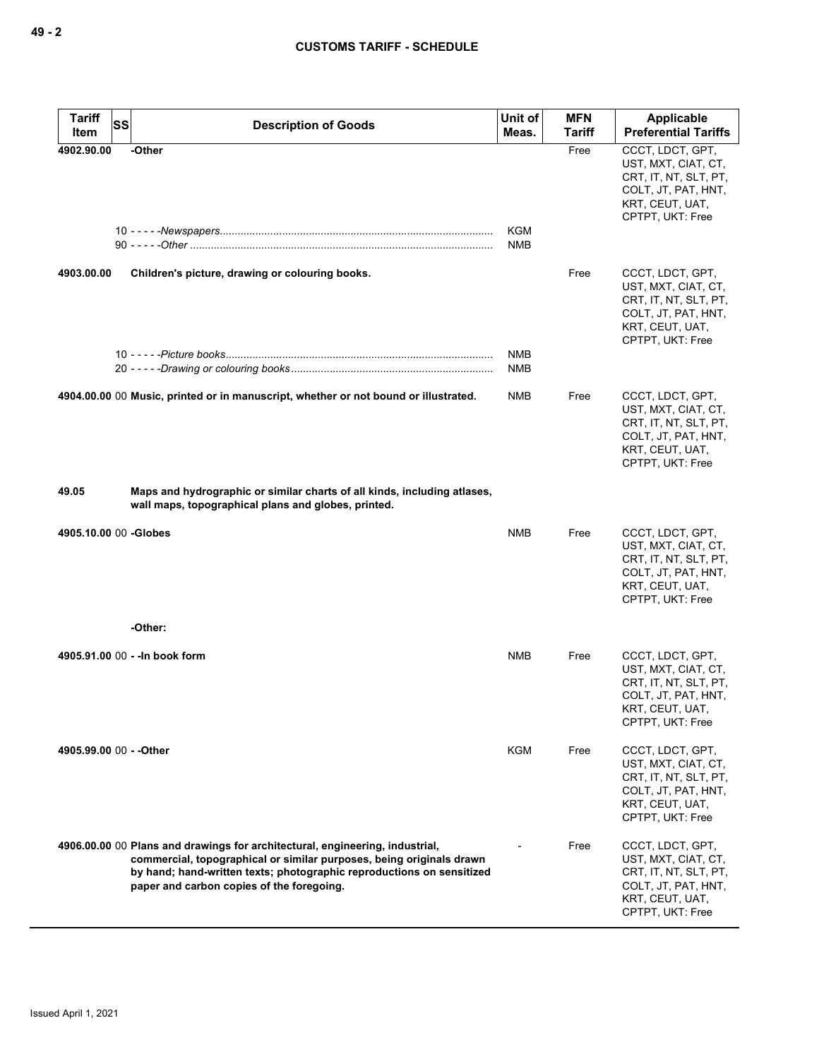| Tariff Item | SS | Description of Goods | Unit of Meas. | MFN Tariff | Applicable Preferential Tariffs |
|---|---|---|---|---|---|
| 4902.90.00 | | -Other | | Free | CCCT, LDCT, GPT, UST, MXT, CIAT, CT, CRT, IT, NT, SLT, PT, COLT, JT, PAT, HNT, KRT, CEUT, UAT, CPTPT, UKT: Free |
| | 10 | - - - - -*Newspapers* | KGM | | |
| | 90 | - - - - -*Other* | NMB | | |
| 4903.00.00 | | **Children's picture, drawing or colouring books.** | | Free | CCCT, LDCT, GPT, UST, MXT, CIAT, CT, CRT, IT, NT, SLT, PT, COLT, JT, PAT, HNT, KRT, CEUT, UAT, CPTPT, UKT: Free |
| | 10 | - - - - -*Picture books* | NMB | | |
| | 20 | - - - - -*Drawing or colouring books* | NMB | | |
| 4904.00.00 | 00 | **Music, printed or in manuscript, whether or not bound or illustrated.** | NMB | Free | CCCT, LDCT, GPT, UST, MXT, CIAT, CT, CRT, IT, NT, SLT, PT, COLT, JT, PAT, HNT, KRT, CEUT, UAT, CPTPT, UKT: Free |
| 49.05 | | **Maps and hydrographic or similar charts of all kinds, including atlases, wall maps, topographical plans and globes, printed.** | | | |
| 4905.10.00 | 00 | **-Globes** | NMB | Free | CCCT, LDCT, GPT, UST, MXT, CIAT, CT, CRT, IT, NT, SLT, PT, COLT, JT, PAT, HNT, KRT, CEUT, UAT, CPTPT, UKT: Free |
| | | **-Other:** | | | |
| 4905.91.00 | 00 | **- -In book form** | NMB | Free | CCCT, LDCT, GPT, UST, MXT, CIAT, CT, CRT, IT, NT, SLT, PT, COLT, JT, PAT, HNT, KRT, CEUT, UAT, CPTPT, UKT: Free |
| 4905.99.00 | 00 | **- -Other** | KGM | Free | CCCT, LDCT, GPT, UST, MXT, CIAT, CT, CRT, IT, NT, SLT, PT, COLT, JT, PAT, HNT, KRT, CEUT, UAT, CPTPT, UKT: Free |
| 4906.00.00 | 00 | **Plans and drawings for architectural, engineering, industrial, commercial, topographical or similar purposes, being originals drawn by hand; hand-written texts; photographic reproductions on sensitized paper and carbon copies of the foregoing.** | - | Free | CCCT, LDCT, GPT, UST, MXT, CIAT, CT, CRT, IT, NT, SLT, PT, COLT, JT, PAT, HNT, KRT, CEUT, UAT, CPTPT, UKT: Free |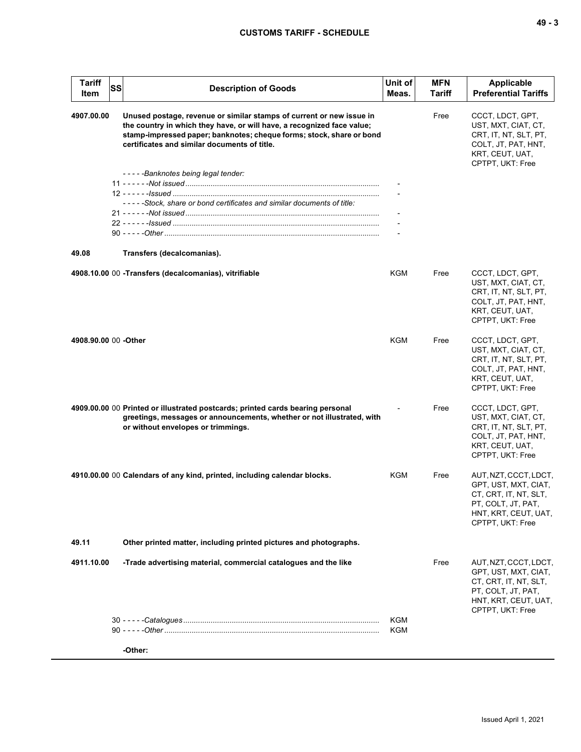| Tariff Item | SS | Description of Goods | Unit of Meas. | MFN Tariff | Applicable Preferential Tariffs |
|---|---|---|---|---|---|
| 4907.00.00 | | **Unused postage, revenue or similar stamps of current or new issue in the country in which they have, or will have, a recognized face value; stamp-impressed paper; banknotes; cheque forms; stock, share or bond certificates and similar documents of title.** | | Free | CCCT, LDCT, GPT, UST, MXT, CIAT, CT, CRT, IT, NT, SLT, PT, COLT, JT, PAT, HNT, KRT, CEUT, UAT, CPTPT, UKT: Free |
| | | - - - - -*Banknotes being legal tender:* | | | |
| | | 11 - - - - - -*Not issued* | - | | |
| | | 12 - - - - - -*Issued* | - | | |
| | | - - - - -*Stock, share or bond certificates and similar documents of title:* | | | |
| | | 21 - - - - - -*Not issued* | - | | |
| | | 22 - - - - - -*Issued* | - | | |
| | | 90 - - - - -*Other* | - | | |
| 49.08 | | **Transfers (decalcomanias).** | | | |
| 4908.10.00 | 00 | **-Transfers (decalcomanias), vitrifiable** | KGM | Free | CCCT, LDCT, GPT, UST, MXT, CIAT, CT, CRT, IT, NT, SLT, PT, COLT, JT, PAT, HNT, KRT, CEUT, UAT, CPTPT, UKT: Free |
| 4908.90.00 | 00 | **-Other** | KGM | Free | CCCT, LDCT, GPT, UST, MXT, CIAT, CT, CRT, IT, NT, SLT, PT, COLT, JT, PAT, HNT, KRT, CEUT, UAT, CPTPT, UKT: Free |
| 4909.00.00 | 00 | **Printed or illustrated postcards; printed cards bearing personal greetings, messages or announcements, whether or not illustrated, with or without envelopes or trimmings.** | - | Free | CCCT, LDCT, GPT, UST, MXT, CIAT, CT, CRT, IT, NT, SLT, PT, COLT, JT, PAT, HNT, KRT, CEUT, UAT, CPTPT, UKT: Free |
| 4910.00.00 | 00 | **Calendars of any kind, printed, including calendar blocks.** | KGM | Free | AUT, NZT, CCCT, LDCT, GPT, UST, MXT, CIAT, CT, CRT, IT, NT, SLT, PT, COLT, JT, PAT, HNT, KRT, CEUT, UAT, CPTPT, UKT: Free |
| 49.11 | | **Other printed matter, including printed pictures and photographs.** | | | |
| 4911.10.00 | | **-Trade advertising material, commercial catalogues and the like** | | Free | AUT, NZT, CCCT, LDCT, GPT, UST, MXT, CIAT, CT, CRT, IT, NT, SLT, PT, COLT, JT, PAT, HNT, KRT, CEUT, UAT, CPTPT, UKT: Free |
| | | 30 - - - - -*Catalogues* | KGM | | |
| | | 90 - - - - -*Other* | KGM | | |
| | | **-Other:** | | | |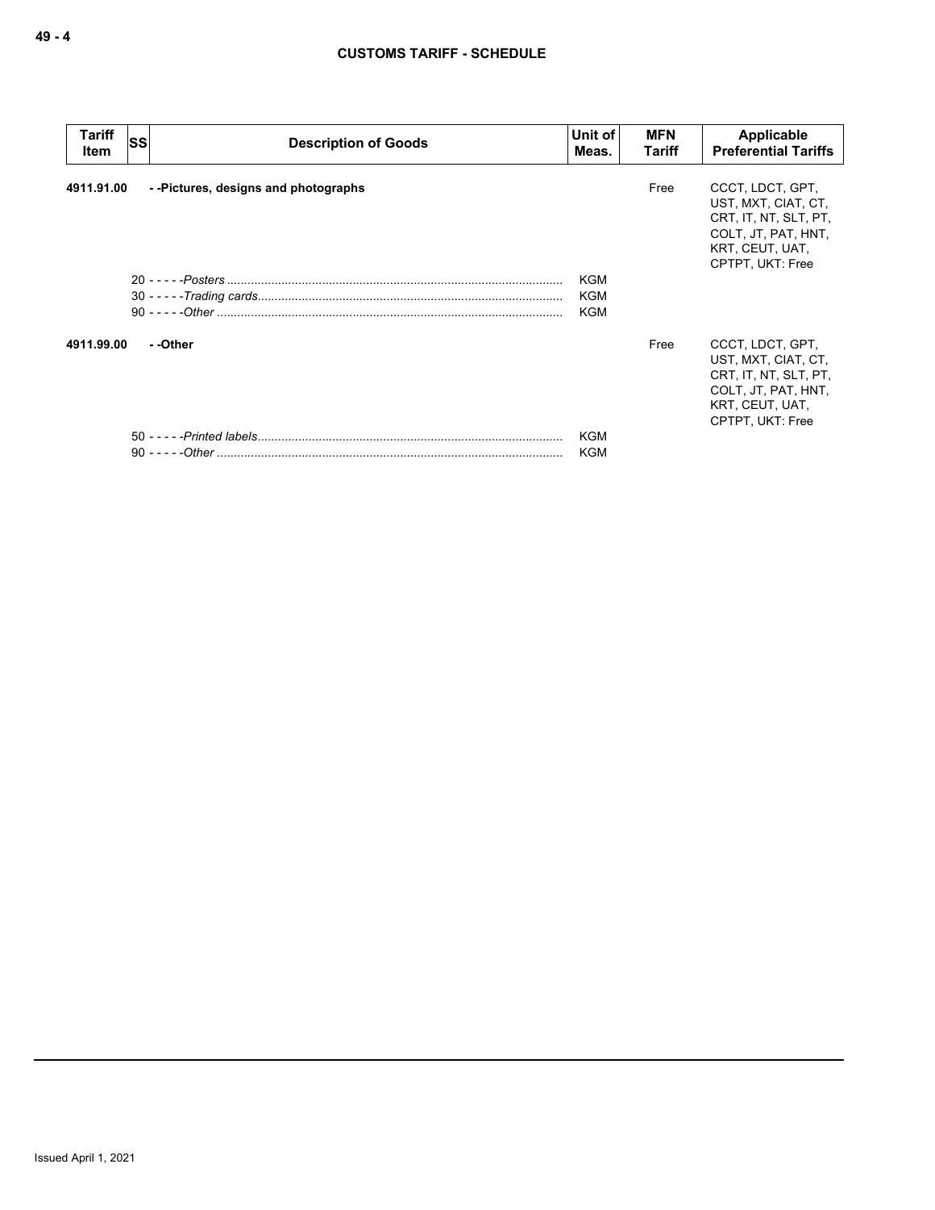| Tariff Item | SS | Description of Goods | Unit of Meas. | MFN Tariff | Applicable Preferential Tariffs |
|---|---|---|---|---|---|
| 4911.91.00 | | - -Pictures, designs and photographs | | Free | CCCT, LDCT, GPT, UST, MXT, CIAT, CT, CRT, IT, NT, SLT, PT, COLT, JT, PAT, HNT, KRT, CEUT, UAT, CPTPT, UKT: Free |
| | | 20 - - - - -*Posters* | KGM | | |
| | | 30 - - - - -*Trading cards* | KGM | | |
| | | 90 - - - - -*Other* | KGM | | |
| 4911.99.00 | | - -Other | | Free | CCCT, LDCT, GPT, UST, MXT, CIAT, CT, CRT, IT, NT, SLT, PT, COLT, JT, PAT, HNT, KRT, CEUT, UAT, CPTPT, UKT: Free |
| | | 50 - - - - -*Printed labels* | KGM | | |
| | | 90 - - - - -*Other* | KGM | | |